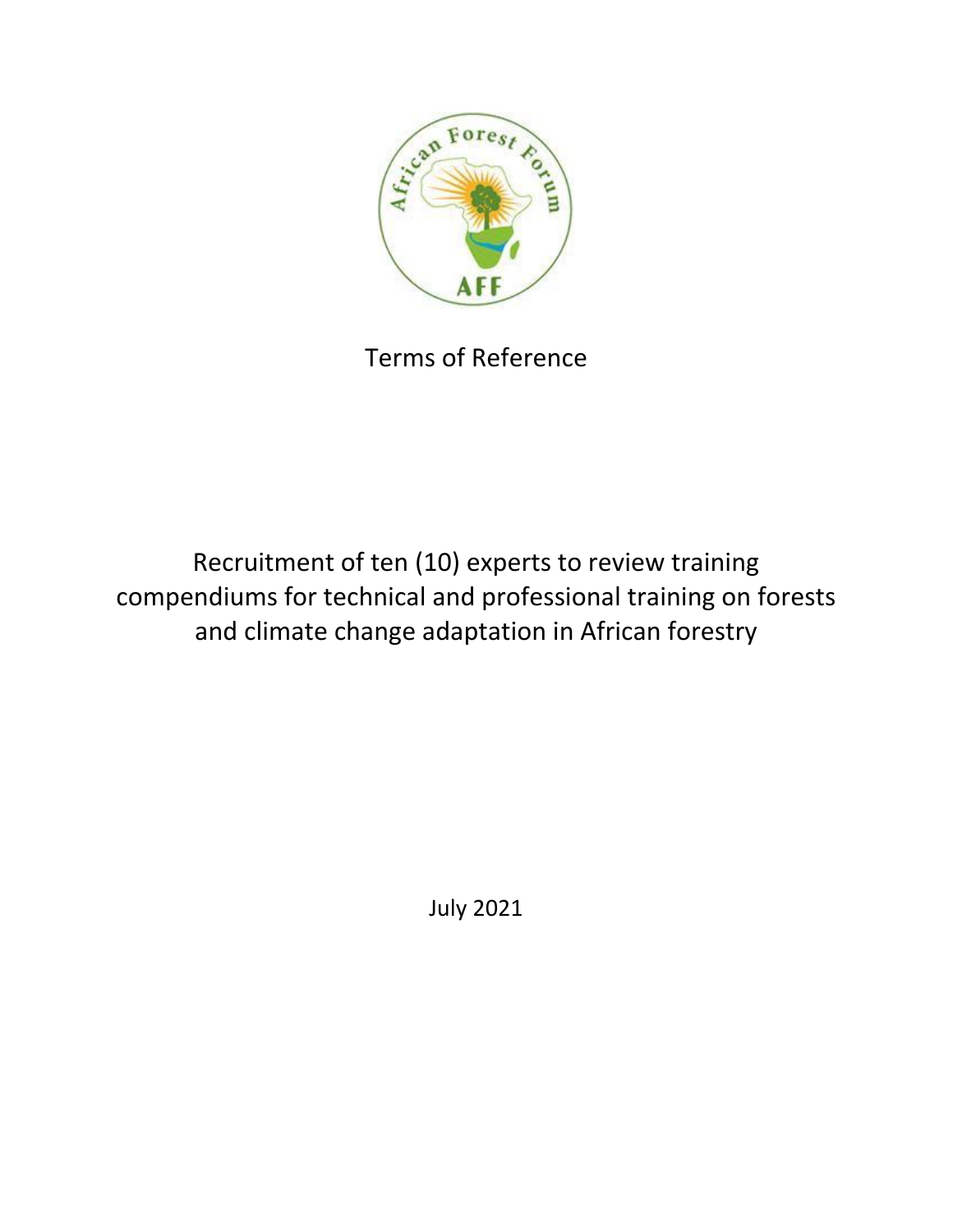Terms of Reference

# Recruitment of ten (10) experts to review training compendiums for technical and professional training on forests and climate change adaptation in African forestry

July 2021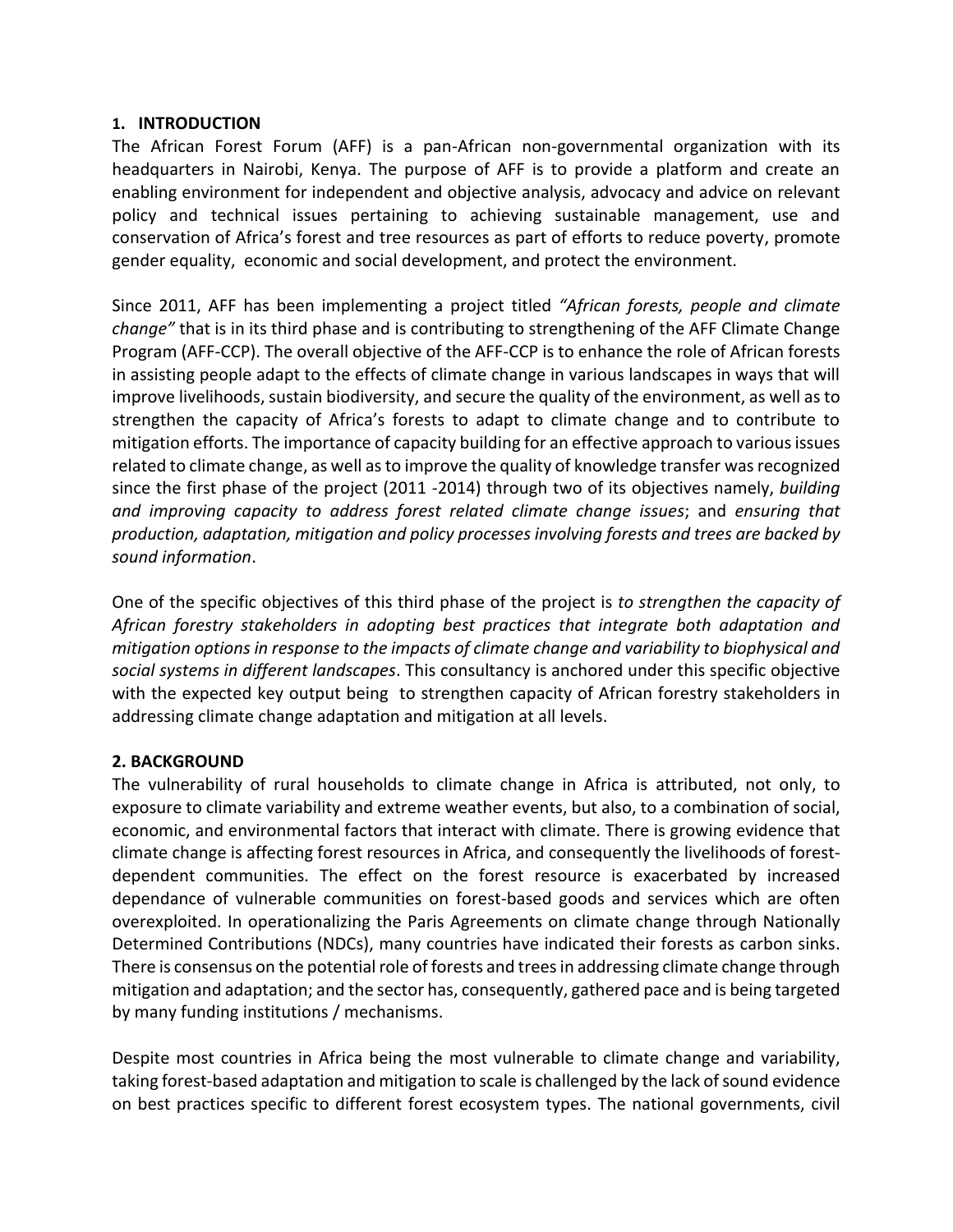## 1. INTRODUCTION

The African Forest Forum (AFF) is a pan-African non-governmental organization with its headquarters in Nairobi, Kenya. The purpose of AFF is to provide a platform and create an enabling environment for independent and objective analysis, advocacy and advice on relevant policy and technical issues pertaining to achieving sustainable management, use and conservation of Africa's forest and tree resources as part of efforts to reduce poverty, promote gender equality, economic and social development, and protect the environment.

Since 2011, AFF has been implementing a project titled *"African forests, people and climate change"* that is in its third phase and is contributing to strengthening of the AFF Climate Change Program (AFF-CCP). The overall objective of the AFF-CCP is to enhance the role of African forests in assisting people adapt to the effects of climate change in various landscapes in ways that will improve livelihoods, sustain biodiversity, and secure the quality of the environment, as well as to strengthen the capacity of Africa's forests to adapt to climate change and to contribute to mitigation efforts. The importance of capacity building for an effective approach to various issues related to climate change, as well as to improve the quality of knowledge transfer was recognized since the first phase of the project (2011 -2014) through two of its objectives namely, *building and improving capacity to address forest related climate change issues*; and *ensuring that production, adaptation, mitigation and policy processes involving forests and trees are backed by sound information*.

One of the specific objectives of this third phase of the project is *to strengthen the capacity of African forestry stakeholders in adopting best practices that integrate both adaptation and mitigation options in response to the impacts of climate change and variability to biophysical and social systems in different landscapes*. This consultancy is anchored under this specific objective with the expected key output being to strengthen capacity of African forestry stakeholders in addressing climate change adaptation and mitigation at all levels.

## 2. BACKGROUND

The vulnerability of rural households to climate change in Africa is attributed, not only, to exposure to climate variability and extreme weather events, but also, to a combination of social, economic, and environmental factors that interact with climate. There is growing evidence that climate change is affecting forest resources in Africa, and consequently the livelihoods of forest-dependent communities. The effect on the forest resource is exacerbated by increased dependance of vulnerable communities on forest-based goods and services which are often overexploited. In operationalizing the Paris Agreements on climate change through Nationally Determined Contributions (NDCs), many countries have indicated their forests as carbon sinks. There is consensus on the potential role of forests and trees in addressing climate change through mitigation and adaptation; and the sector has, consequently, gathered pace and is being targeted by many funding institutions / mechanisms.

Despite most countries in Africa being the most vulnerable to climate change and variability, taking forest-based adaptation and mitigation to scale is challenged by the lack of sound evidence on best practices specific to different forest ecosystem types. The national governments, civil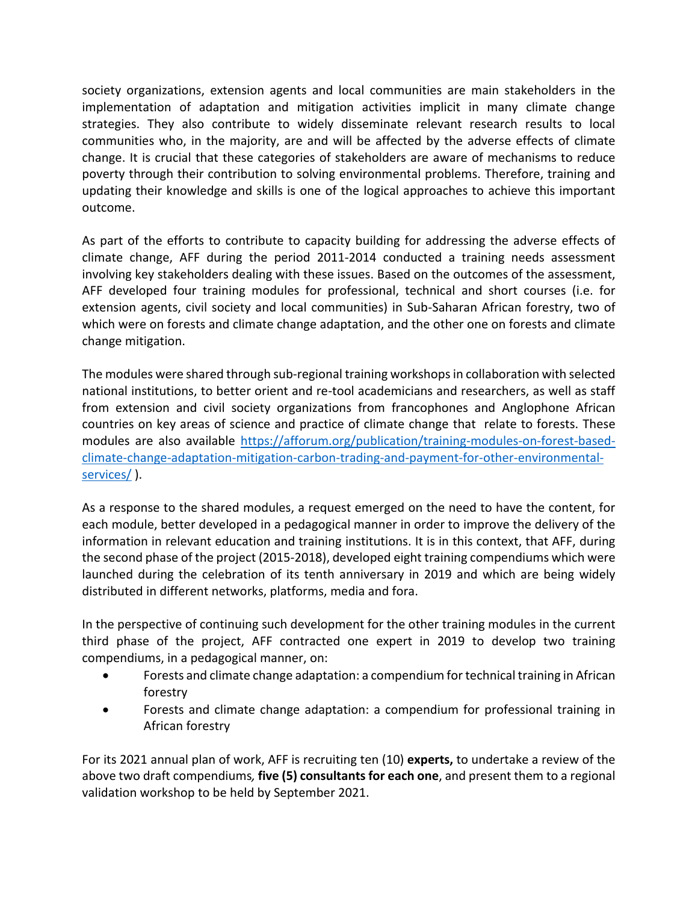society organizations, extension agents and local communities are main stakeholders in the implementation of adaptation and mitigation activities implicit in many climate change strategies. They also contribute to widely disseminate relevant research results to local communities who, in the majority, are and will be affected by the adverse effects of climate change. It is crucial that these categories of stakeholders are aware of mechanisms to reduce poverty through their contribution to solving environmental problems. Therefore, training and updating their knowledge and skills is one of the logical approaches to achieve this important outcome.

As part of the efforts to contribute to capacity building for addressing the adverse effects of climate change, AFF during the period 2011-2014 conducted a training needs assessment involving key stakeholders dealing with these issues. Based on the outcomes of the assessment, AFF developed four training modules for professional, technical and short courses (i.e. for extension agents, civil society and local communities) in Sub-Saharan African forestry, two of which were on forests and climate change adaptation, and the other one on forests and climate change mitigation.

The modules were shared through sub-regional training workshops in collaboration with selected national institutions, to better orient and re-tool academicians and researchers, as well as staff from extension and civil society organizations from francophones and Anglophone African countries on key areas of science and practice of climate change that relate to forests. These modules are also available [https://afforum.org/publication/training-modules-on-forest-based-climate-change-adaptation-mitigation-carbon-trading-and-payment-for-other-environmental-services/](https://afforum.org/publication/training-modules-on-forest-based-climate-change-adaptation-mitigation-carbon-trading-and-payment-for-other-environmental-services/) ).

As a response to the shared modules, a request emerged on the need to have the content, for each module, better developed in a pedagogical manner in order to improve the delivery of the information in relevant education and training institutions. It is in this context, that AFF, during the second phase of the project (2015-2018), developed eight training compendiums which were launched during the celebration of its tenth anniversary in 2019 and which are being widely distributed in different networks, platforms, media and fora.

In the perspective of continuing such development for the other training modules in the current third phase of the project, AFF contracted one expert in 2019 to develop two training compendiums, in a pedagogical manner, on:

- Forests and climate change adaptation: a compendium for technical training in African forestry
- Forests and climate change adaptation: a compendium for professional training in African forestry

For its 2021 annual plan of work, AFF is recruiting ten (10) **experts,** to undertake a review of the above two draft compendiums*,* **five (5) consultants for each one**, and present them to a regional validation workshop to be held by September 2021.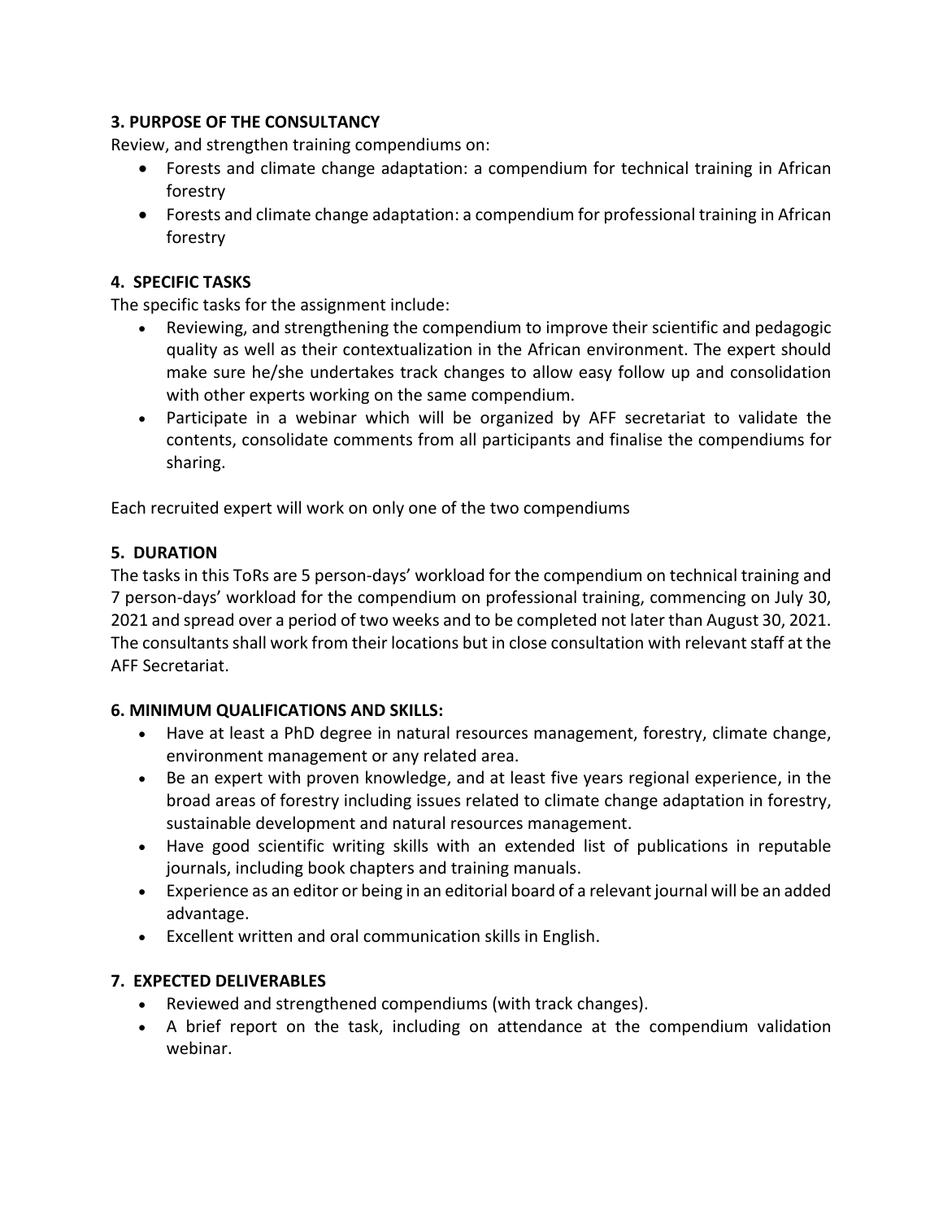### 3. PURPOSE OF THE CONSULTANCY

Review, and strengthen training compendiums on:

- Forests and climate change adaptation: a compendium for technical training in African forestry
- Forests and climate change adaptation: a compendium for professional training in African forestry

### 4. SPECIFIC TASKS

The specific tasks for the assignment include:

- Reviewing, and strengthening the compendium to improve their scientific and pedagogic quality as well as their contextualization in the African environment. The expert should make sure he/she undertakes track changes to allow easy follow up and consolidation with other experts working on the same compendium.
- Participate in a webinar which will be organized by AFF secretariat to validate the contents, consolidate comments from all participants and finalise the compendiums for sharing.

Each recruited expert will work on only one of the two compendiums

### 5. DURATION

The tasks in this ToRs are 5 person-days' workload for the compendium on technical training and 7 person-days' workload for the compendium on professional training, commencing on July 30, 2021 and spread over a period of two weeks and to be completed not later than August 30, 2021. The consultants shall work from their locations but in close consultation with relevant staff at the AFF Secretariat.

### 6. MINIMUM QUALIFICATIONS AND SKILLS:

- Have at least a PhD degree in natural resources management, forestry, climate change, environment management or any related area.
- Be an expert with proven knowledge, and at least five years regional experience, in the broad areas of forestry including issues related to climate change adaptation in forestry, sustainable development and natural resources management.
- Have good scientific writing skills with an extended list of publications in reputable journals, including book chapters and training manuals.
- Experience as an editor or being in an editorial board of a relevant journal will be an added advantage.
- Excellent written and oral communication skills in English.

### 7. EXPECTED DELIVERABLES

- Reviewed and strengthened compendiums (with track changes).
- A brief report on the task, including on attendance at the compendium validation webinar.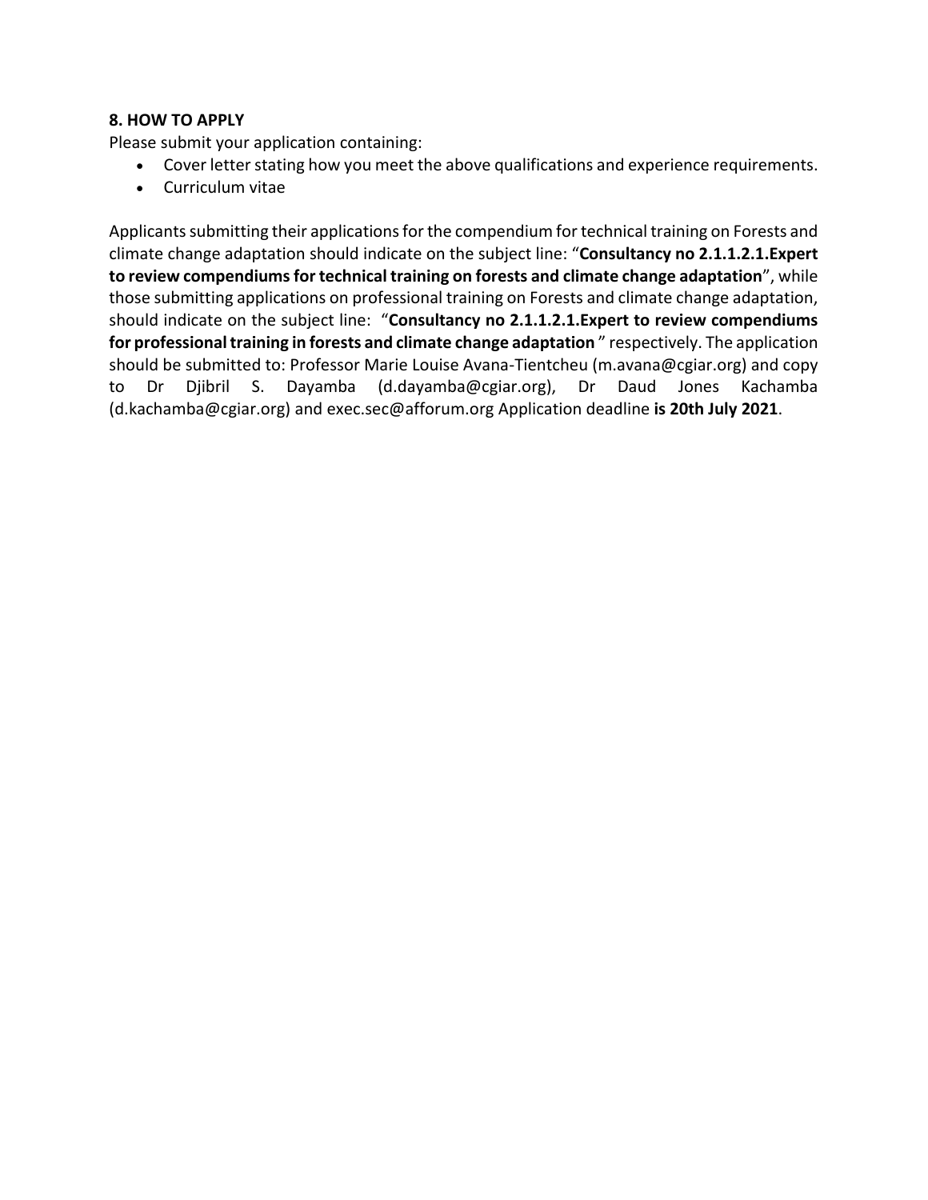**8. HOW TO APPLY**

Please submit your application containing:

- Cover letter stating how you meet the above qualifications and experience requirements.
- Curriculum vitae

Applicants submitting their applications for the compendium for technical training on Forests and climate change adaptation should indicate on the subject line: "**Consultancy no 2.1.1.2.1.Expert to review compendiums for technical training on forests and climate change adaptation**", while those submitting applications on professional training on Forests and climate change adaptation, should indicate on the subject line: "**Consultancy no 2.1.1.2.1.Expert to review compendiums for professional training in forests and climate change adaptation** " respectively. The application should be submitted to: Professor Marie Louise Avana-Tientcheu (m.avana@cgiar.org) and copy to Dr Djibril S. Dayamba (d.dayamba@cgiar.org), Dr Daud Jones Kachamba (d.kachamba@cgiar.org) and exec.sec@afforum.org Application deadline **is 20th July 2021**.